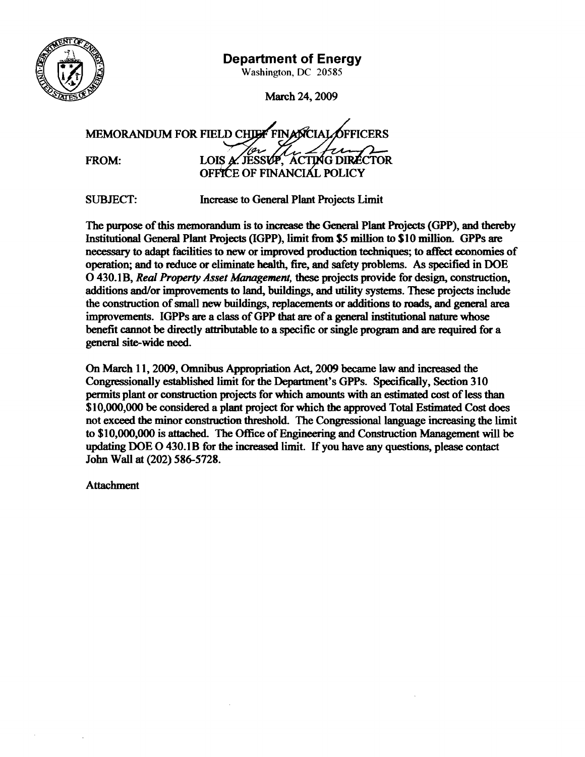# Department of Energy

Washington, DC 20585

March 24, 2009

MEMORANDUM FOR FIELD CHIEF FINANCIAL OFFICERS

FROM: LOIS A. JESSUP, ACTING DIRECTOR
OFFICE OF FINANCIAL POLICY

SUBJECT: Increase to General Plant Projects Limit

The purpose of this memorandum is to increase the General Plant Projects (GPP), and thereby Institutional General Plant Projects (IGPP), limit from $5 million to $10 million. GPPs are necessary to adapt facilities to new or improved production techniques; to affect economies of operation; and to reduce or eliminate health, fire, and safety problems. As specified in DOE O 430.1B, *Real Property Asset Management,* these projects provide for design, construction, additions and/or improvements to land, buildings, and utility systems. These projects include the construction of small new buildings, replacements or additions to roads, and general area improvements. IGPPs are a class of GPP that are of a general institutional nature whose benefit cannot be directly attributable to a specific or single program and are required for a general site-wide need.

On March 11, 2009, Omnibus Appropriation Act, 2009 became law and increased the Congressionally established limit for the Department's GPPs. Specifically, Section 310 permits plant or construction projects for which amounts with an estimated cost of less than $10,000,000 be considered a plant project for which the approved Total Estimated Cost does not exceed the minor construction threshold. The Congressional language increasing the limit to $10,000,000 is attached. The Office of Engineering and Construction Management will be updating DOE O 430.1B for the increased limit. If you have any questions, please contact John Wall at (202) 586-5728.

Attachment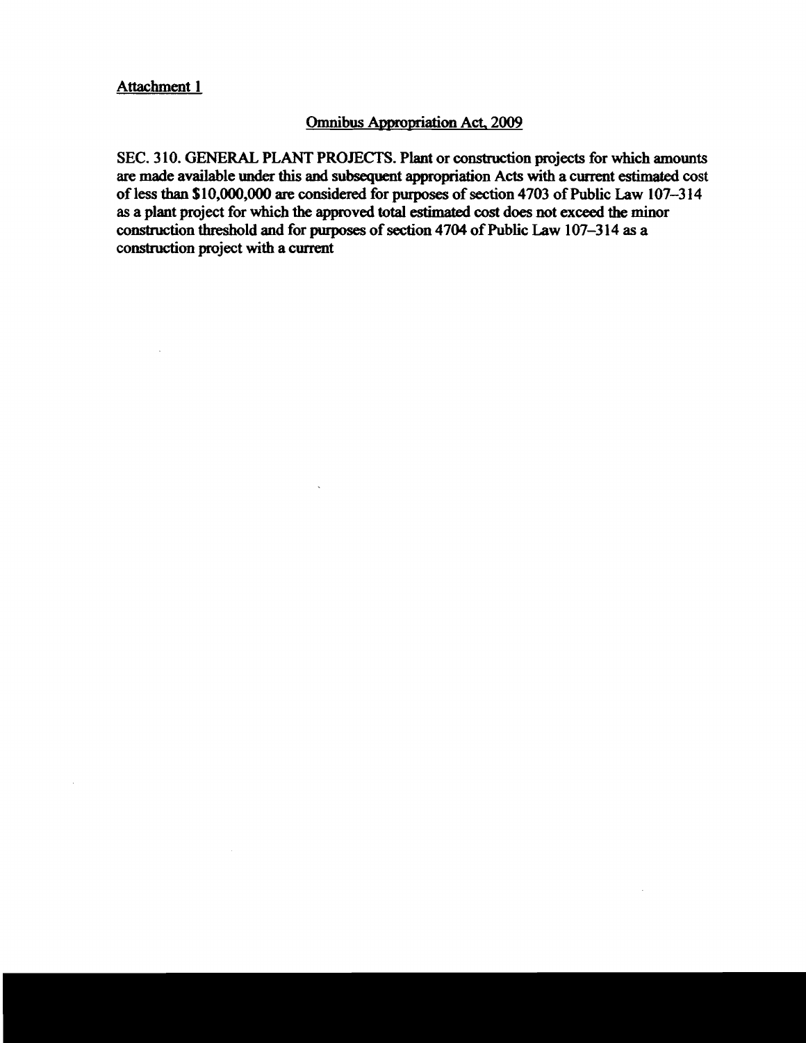Attachment 1

Omnibus Appropriation Act, 2009

SEC. 310. GENERAL PLANT PROJECTS. Plant or construction projects for which amounts are made available under this and subsequent appropriation Acts with a current estimated cost of less than $10,000,000 are considered for purposes of section 4703 of Public Law 107–314 as a plant project for which the approved total estimated cost does not exceed the minor construction threshold and for purposes of section 4704 of Public Law 107–314 as a construction project with a current